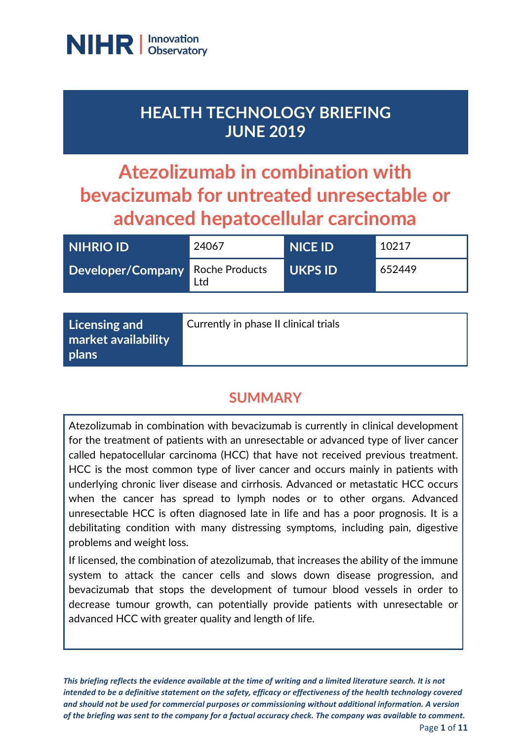NIHR | Innovation Observatory

# HEALTH TECHNOLOGY BRIEFING JUNE 2019

# Atezolizumab in combination with bevacizumab for untreated unresectable or advanced hepatocellular carcinoma

| NIHRIO ID | 24067 | NICE ID | 10217 |
|---|---|---|---|
| Developer/Company | Roche Products Ltd | UKPS ID | 652449 |

| Licensing and market availability plans | Currently in phase II clinical trials |
|---|---|

## SUMMARY

Atezolizumab in combination with bevacizumab is currently in clinical development for the treatment of patients with an unresectable or advanced type of liver cancer called hepatocellular carcinoma (HCC) that have not received previous treatment. HCC is the most common type of liver cancer and occurs mainly in patients with underlying chronic liver disease and cirrhosis. Advanced or metastatic HCC occurs when the cancer has spread to lymph nodes or to other organs. Advanced unresectable HCC is often diagnosed late in life and has a poor prognosis. It is a debilitating condition with many distressing symptoms, including pain, digestive problems and weight loss.

If licensed, the combination of atezolizumab, that increases the ability of the immune system to attack the cancer cells and slows down disease progression, and bevacizumab that stops the development of tumour blood vessels in order to decrease tumour growth, can potentially provide patients with unresectable or advanced HCC with greater quality and length of life.

***This briefing reflects the evidence available at the time of writing and a limited literature search. It is not intended to be a definitive statement on the safety, efficacy or effectiveness of the health technology covered and should not be used for commercial purposes or commissioning without additional information. A version of the briefing was sent to the company for a factual accuracy check. The company was available to comment.***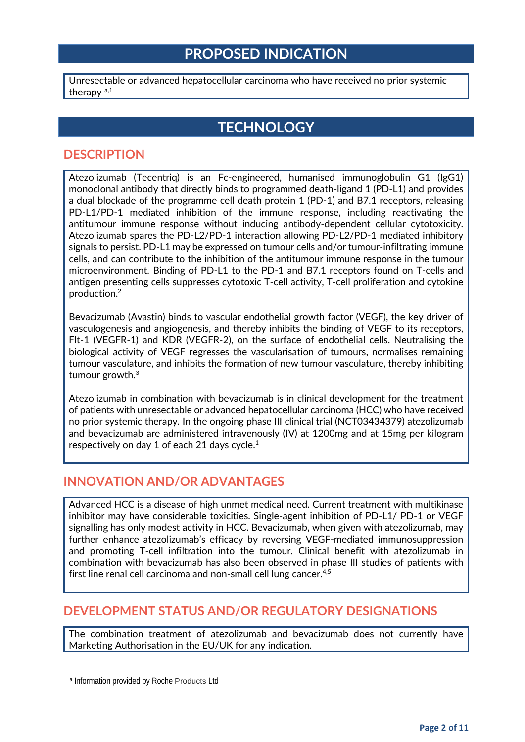## PROPOSED INDICATION

Unresectable or advanced hepatocellular carcinoma who have received no prior systemic therapy [a,1]

## TECHNOLOGY

### DESCRIPTION

Atezolizumab (Tecentriq) is an Fc-engineered, humanised immunoglobulin G1 (IgG1) monoclonal antibody that directly binds to programmed death-ligand 1 (PD-L1) and provides a dual blockade of the programme cell death protein 1 (PD-1) and B7.1 receptors, releasing PD-L1/PD-1 mediated inhibition of the immune response, including reactivating the antitumour immune response without inducing antibody-dependent cellular cytotoxicity. Atezolizumab spares the PD-L2/PD-1 interaction allowing PD-L2/PD-1 mediated inhibitory signals to persist. PD-L1 may be expressed on tumour cells and/or tumour-infiltrating immune cells, and can contribute to the inhibition of the antitumour immune response in the tumour microenvironment. Binding of PD-L1 to the PD-1 and B7.1 receptors found on T-cells and antigen presenting cells suppresses cytotoxic T-cell activity, T-cell proliferation and cytokine production.[2]

Bevacizumab (Avastin) binds to vascular endothelial growth factor (VEGF), the key driver of vasculogenesis and angiogenesis, and thereby inhibits the binding of VEGF to its receptors, Flt-1 (VEGFR-1) and KDR (VEGFR-2), on the surface of endothelial cells. Neutralising the biological activity of VEGF regresses the vascularisation of tumours, normalises remaining tumour vasculature, and inhibits the formation of new tumour vasculature, thereby inhibiting tumour growth.[3]

Atezolizumab in combination with bevacizumab is in clinical development for the treatment of patients with unresectable or advanced hepatocellular carcinoma (HCC) who have received no prior systemic therapy. In the ongoing phase III clinical trial (NCT03434379) atezolizumab and bevacizumab are administered intravenously (IV) at 1200mg and at 15mg per kilogram respectively on day 1 of each 21 days cycle.[1]

### INNOVATION AND/OR ADVANTAGES

Advanced HCC is a disease of high unmet medical need. Current treatment with multikinase inhibitor may have considerable toxicities. Single-agent inhibition of PD-L1/ PD-1 or VEGF signalling has only modest activity in HCC. Bevacizumab, when given with atezolizumab, may further enhance atezolizumab's efficacy by reversing VEGF-mediated immunosuppression and promoting T-cell infiltration into the tumour. Clinical benefit with atezolizumab in combination with bevacizumab has also been observed in phase III studies of patients with first line renal cell carcinoma and non-small cell lung cancer.[4,5]

### DEVELOPMENT STATUS AND/OR REGULATORY DESIGNATIONS

The combination treatment of atezolizumab and bevacizumab does not currently have Marketing Authorisation in the EU/UK for any indication.

---

[a] Information provided by Roche Products Ltd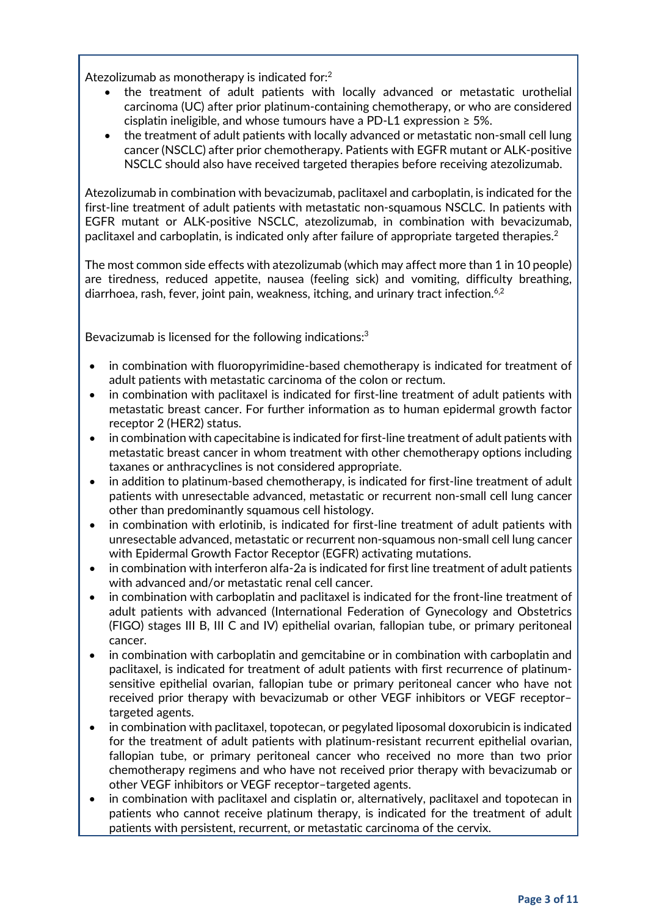Atezolizumab as monotherapy is indicated for:[2]

- the treatment of adult patients with locally advanced or metastatic urothelial carcinoma (UC) after prior platinum-containing chemotherapy, or who are considered cisplatin ineligible, and whose tumours have a PD-L1 expression ≥ 5%.
- the treatment of adult patients with locally advanced or metastatic non-small cell lung cancer (NSCLC) after prior chemotherapy. Patients with EGFR mutant or ALK-positive NSCLC should also have received targeted therapies before receiving atezolizumab.

Atezolizumab in combination with bevacizumab, paclitaxel and carboplatin, is indicated for the first-line treatment of adult patients with metastatic non-squamous NSCLC. In patients with EGFR mutant or ALK-positive NSCLC, atezolizumab, in combination with bevacizumab, paclitaxel and carboplatin, is indicated only after failure of appropriate targeted therapies.[2]

The most common side effects with atezolizumab (which may affect more than 1 in 10 people) are tiredness, reduced appetite, nausea (feeling sick) and vomiting, difficulty breathing, diarrhoea, rash, fever, joint pain, weakness, itching, and urinary tract infection.[6,2]

Bevacizumab is licensed for the following indications:[3]

- in combination with fluoropyrimidine-based chemotherapy is indicated for treatment of adult patients with metastatic carcinoma of the colon or rectum.
- in combination with paclitaxel is indicated for first-line treatment of adult patients with metastatic breast cancer. For further information as to human epidermal growth factor receptor 2 (HER2) status.
- in combination with capecitabine is indicated for first-line treatment of adult patients with metastatic breast cancer in whom treatment with other chemotherapy options including taxanes or anthracyclines is not considered appropriate.
- in addition to platinum-based chemotherapy, is indicated for first-line treatment of adult patients with unresectable advanced, metastatic or recurrent non-small cell lung cancer other than predominantly squamous cell histology.
- in combination with erlotinib, is indicated for first-line treatment of adult patients with unresectable advanced, metastatic or recurrent non-squamous non-small cell lung cancer with Epidermal Growth Factor Receptor (EGFR) activating mutations.
- in combination with interferon alfa-2a is indicated for first line treatment of adult patients with advanced and/or metastatic renal cell cancer.
- in combination with carboplatin and paclitaxel is indicated for the front-line treatment of adult patients with advanced (International Federation of Gynecology and Obstetrics (FIGO) stages III B, III C and IV) epithelial ovarian, fallopian tube, or primary peritoneal cancer.
- in combination with carboplatin and gemcitabine or in combination with carboplatin and paclitaxel, is indicated for treatment of adult patients with first recurrence of platinum-sensitive epithelial ovarian, fallopian tube or primary peritoneal cancer who have not received prior therapy with bevacizumab or other VEGF inhibitors or VEGF receptor–targeted agents.
- in combination with paclitaxel, topotecan, or pegylated liposomal doxorubicin is indicated for the treatment of adult patients with platinum-resistant recurrent epithelial ovarian, fallopian tube, or primary peritoneal cancer who received no more than two prior chemotherapy regimens and who have not received prior therapy with bevacizumab or other VEGF inhibitors or VEGF receptor–targeted agents.
- in combination with paclitaxel and cisplatin or, alternatively, paclitaxel and topotecan in patients who cannot receive platinum therapy, is indicated for the treatment of adult patients with persistent, recurrent, or metastatic carcinoma of the cervix.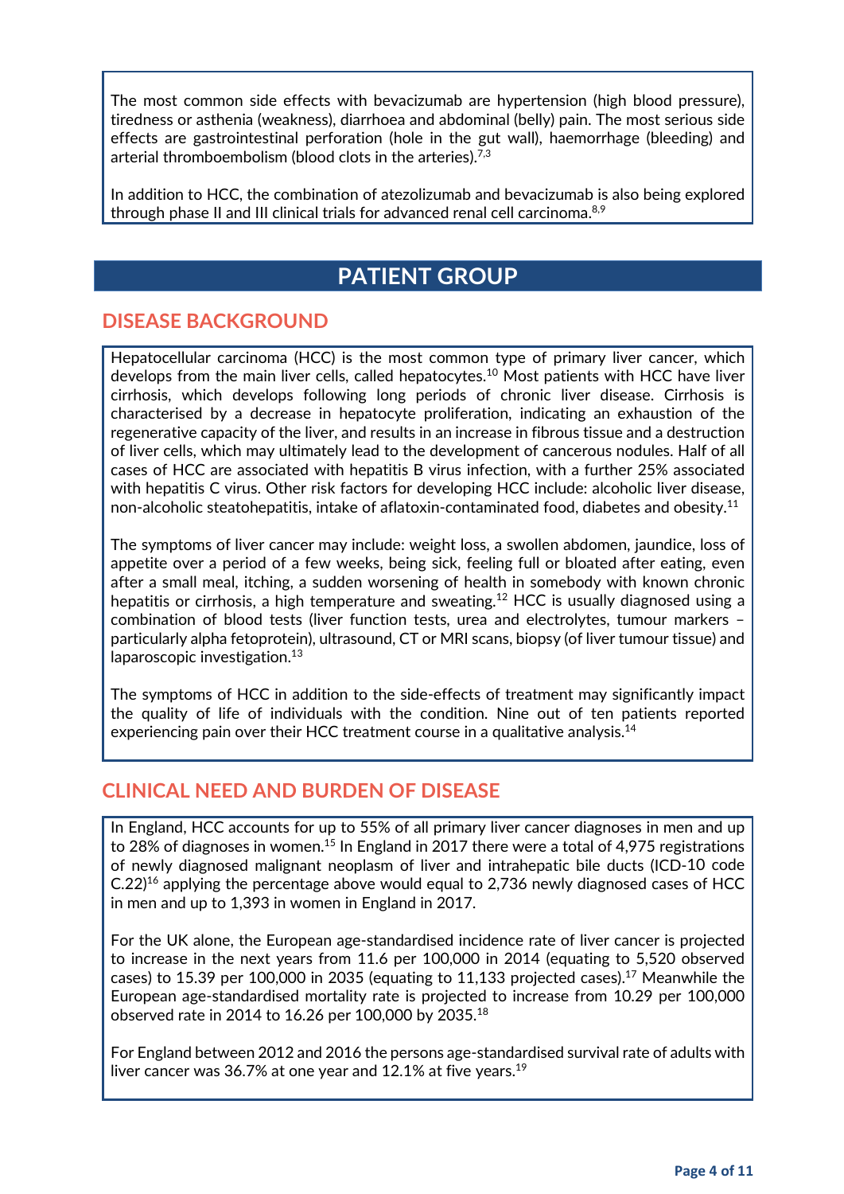The most common side effects with bevacizumab are hypertension (high blood pressure), tiredness or asthenia (weakness), diarrhoea and abdominal (belly) pain. The most serious side effects are gastrointestinal perforation (hole in the gut wall), haemorrhage (bleeding) and arterial thromboembolism (blood clots in the arteries).[7,3]

In addition to HCC, the combination of atezolizumab and bevacizumab is also being explored through phase II and III clinical trials for advanced renal cell carcinoma.[8,9]

# PATIENT GROUP

## DISEASE BACKGROUND

Hepatocellular carcinoma (HCC) is the most common type of primary liver cancer, which develops from the main liver cells, called hepatocytes.[10] Most patients with HCC have liver cirrhosis, which develops following long periods of chronic liver disease. Cirrhosis is characterised by a decrease in hepatocyte proliferation, indicating an exhaustion of the regenerative capacity of the liver, and results in an increase in fibrous tissue and a destruction of liver cells, which may ultimately lead to the development of cancerous nodules. Half of all cases of HCC are associated with hepatitis B virus infection, with a further 25% associated with hepatitis C virus. Other risk factors for developing HCC include: alcoholic liver disease, non-alcoholic steatohepatitis, intake of aflatoxin-contaminated food, diabetes and obesity.[11]

The symptoms of liver cancer may include: weight loss, a swollen abdomen, jaundice, loss of appetite over a period of a few weeks, being sick, feeling full or bloated after eating, even after a small meal, itching, a sudden worsening of health in somebody with known chronic hepatitis or cirrhosis, a high temperature and sweating.[12] HCC is usually diagnosed using a combination of blood tests (liver function tests, urea and electrolytes, tumour markers – particularly alpha fetoprotein), ultrasound, CT or MRI scans, biopsy (of liver tumour tissue) and laparoscopic investigation.[13]

The symptoms of HCC in addition to the side-effects of treatment may significantly impact the quality of life of individuals with the condition. Nine out of ten patients reported experiencing pain over their HCC treatment course in a qualitative analysis.[14]

## CLINICAL NEED AND BURDEN OF DISEASE

In England, HCC accounts for up to 55% of all primary liver cancer diagnoses in men and up to 28% of diagnoses in women.[15] In England in 2017 there were a total of 4,975 registrations of newly diagnosed malignant neoplasm of liver and intrahepatic bile ducts (ICD-10 code C.22)[16] applying the percentage above would equal to 2,736 newly diagnosed cases of HCC in men and up to 1,393 in women in England in 2017.

For the UK alone, the European age-standardised incidence rate of liver cancer is projected to increase in the next years from 11.6 per 100,000 in 2014 (equating to 5,520 observed cases) to 15.39 per 100,000 in 2035 (equating to 11,133 projected cases).[17] Meanwhile the European age-standardised mortality rate is projected to increase from 10.29 per 100,000 observed rate in 2014 to 16.26 per 100,000 by 2035.[18]

For England between 2012 and 2016 the persons age-standardised survival rate of adults with liver cancer was 36.7% at one year and 12.1% at five years.[19]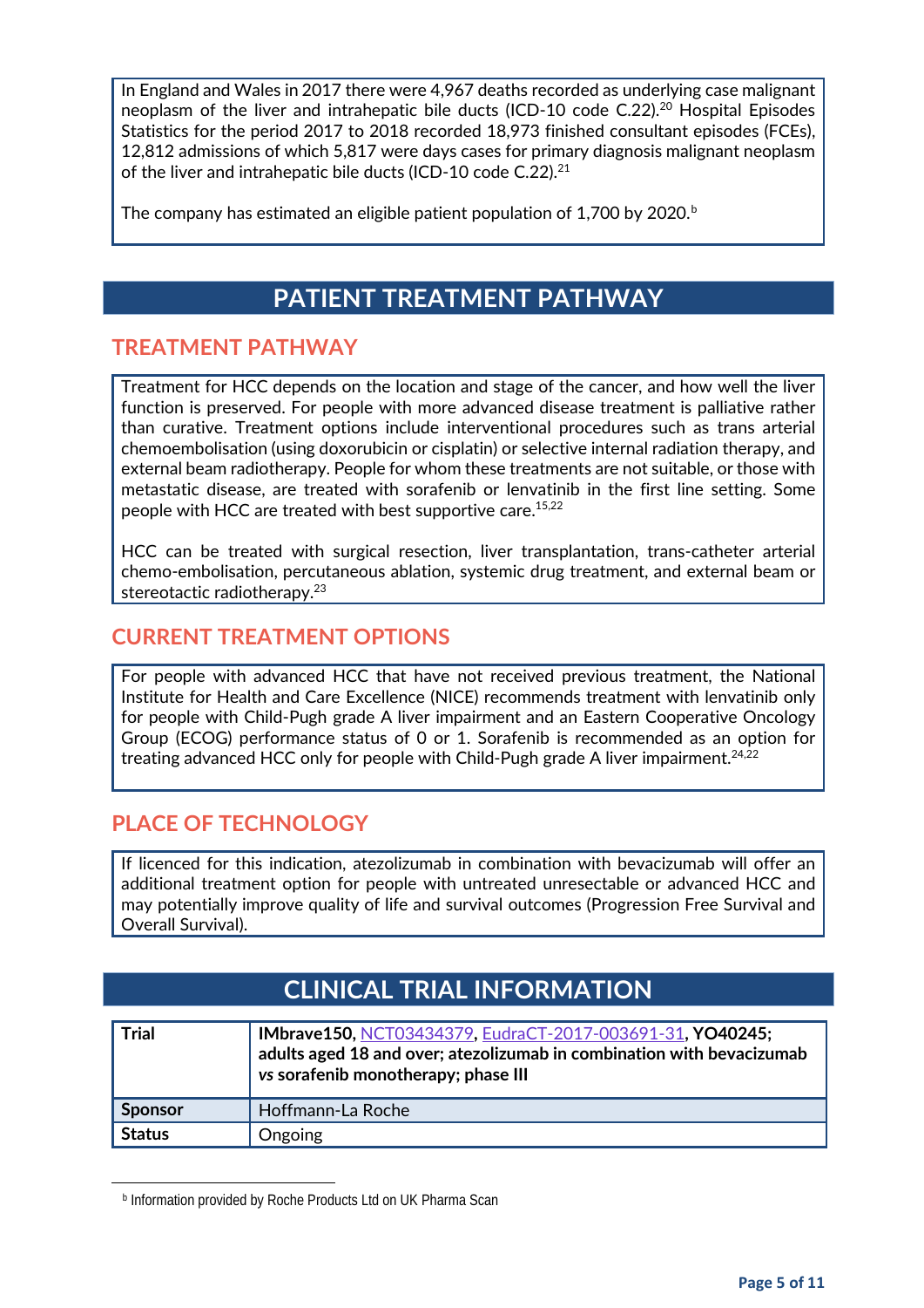In England and Wales in 2017 there were 4,967 deaths recorded as underlying case malignant neoplasm of the liver and intrahepatic bile ducts (ICD-10 code C.22).[20] Hospital Episodes Statistics for the period 2017 to 2018 recorded 18,973 finished consultant episodes (FCEs), 12,812 admissions of which 5,817 were days cases for primary diagnosis malignant neoplasm of the liver and intrahepatic bile ducts (ICD-10 code C.22).[21]

The company has estimated an eligible patient population of 1,700 by 2020.[b]

# PATIENT TREATMENT PATHWAY

## TREATMENT PATHWAY

Treatment for HCC depends on the location and stage of the cancer, and how well the liver function is preserved. For people with more advanced disease treatment is palliative rather than curative. Treatment options include interventional procedures such as trans arterial chemoembolisation (using doxorubicin or cisplatin) or selective internal radiation therapy, and external beam radiotherapy. People for whom these treatments are not suitable, or those with metastatic disease, are treated with sorafenib or lenvatinib in the first line setting. Some people with HCC are treated with best supportive care.[15,22]

HCC can be treated with surgical resection, liver transplantation, trans-catheter arterial chemo-embolisation, percutaneous ablation, systemic drug treatment, and external beam or stereotactic radiotherapy.[23]

## CURRENT TREATMENT OPTIONS

For people with advanced HCC that have not received previous treatment, the National Institute for Health and Care Excellence (NICE) recommends treatment with lenvatinib only for people with Child-Pugh grade A liver impairment and an Eastern Cooperative Oncology Group (ECOG) performance status of 0 or 1. Sorafenib is recommended as an option for treating advanced HCC only for people with Child-Pugh grade A liver impairment.[24,22]

## PLACE OF TECHNOLOGY

If licenced for this indication, atezolizumab in combination with bevacizumab will offer an additional treatment option for people with untreated unresectable or advanced HCC and may potentially improve quality of life and survival outcomes (Progression Free Survival and Overall Survival).

# CLINICAL TRIAL INFORMATION

| | |
|---|---|
| **Trial** | **IMbrave150, NCT03434379, EudraCT-2017-003691-31, YO40245; adults aged 18 and over; atezolizumab in combination with bevacizumab *vs* sorafenib monotherapy; phase III** |
| **Sponsor** | Hoffmann-La Roche |
| **Status** | Ongoing |

[b] Information provided by Roche Products Ltd on UK Pharma Scan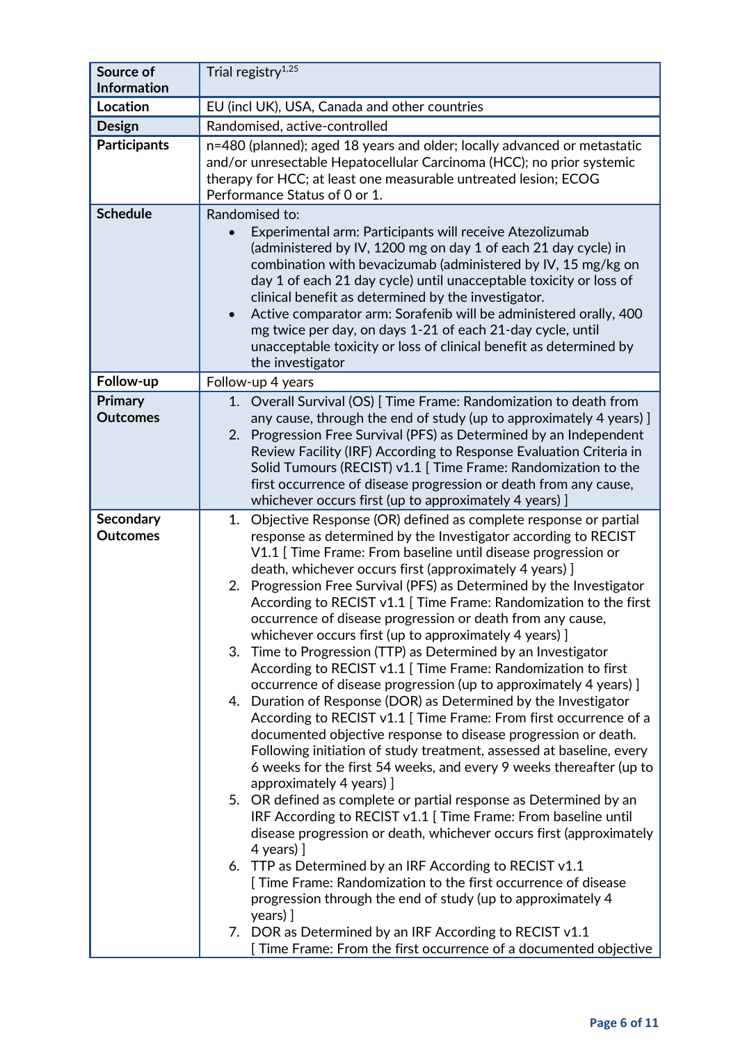| Source of Information | Trial registry[1,25] |
|---|---|
| Location | EU (incl UK), USA, Canada and other countries |
| Design | Randomised, active-controlled |
| Participants | n=480 (planned); aged 18 years and older; locally advanced or metastatic and/or unresectable Hepatocellular Carcinoma (HCC); no prior systemic therapy for HCC; at least one measurable untreated lesion; ECOG Performance Status of 0 or 1. |
| Schedule | Randomised to:<br>• Experimental arm: Participants will receive Atezolizumab (administered by IV, 1200 mg on day 1 of each 21 day cycle) in combination with bevacizumab (administered by IV, 15 mg/kg on day 1 of each 21 day cycle) until unacceptable toxicity or loss of clinical benefit as determined by the investigator.<br>• Active comparator arm: Sorafenib will be administered orally, 400 mg twice per day, on days 1-21 of each 21-day cycle, until unacceptable toxicity or loss of clinical benefit as determined by the investigator |
| Follow-up | Follow-up 4 years |
| Primary Outcomes | 1. Overall Survival (OS) [ Time Frame: Randomization to death from any cause, through the end of study (up to approximately 4 years) ]<br>2. Progression Free Survival (PFS) as Determined by an Independent Review Facility (IRF) According to Response Evaluation Criteria in Solid Tumours (RECIST) v1.1 [ Time Frame: Randomization to the first occurrence of disease progression or death from any cause, whichever occurs first (up to approximately 4 years) ] |
| Secondary Outcomes | 1. Objective Response (OR) defined as complete response or partial response as determined by the Investigator according to RECIST V1.1 [ Time Frame: From baseline until disease progression or death, whichever occurs first (approximately 4 years) ]<br>2. Progression Free Survival (PFS) as Determined by the Investigator According to RECIST v1.1 [ Time Frame: Randomization to the first occurrence of disease progression or death from any cause, whichever occurs first (up to approximately 4 years) ]<br>3. Time to Progression (TTP) as Determined by an Investigator According to RECIST v1.1 [ Time Frame: Randomization to first occurrence of disease progression (up to approximately 4 years) ]<br>4. Duration of Response (DOR) as Determined by the Investigator According to RECIST v1.1 [ Time Frame: From first occurrence of a documented objective response to disease progression or death. Following initiation of study treatment, assessed at baseline, every 6 weeks for the first 54 weeks, and every 9 weeks thereafter (up to approximately 4 years) ]<br>5. OR defined as complete or partial response as Determined by an IRF According to RECIST v1.1 [ Time Frame: From baseline until disease progression or death, whichever occurs first (approximately 4 years) ]<br>6. TTP as Determined by an IRF According to RECIST v1.1 [ Time Frame: Randomization to the first occurrence of disease progression through the end of study (up to approximately 4 years) ]<br>7. DOR as Determined by an IRF According to RECIST v1.1 [ Time Frame: From the first occurrence of a documented objective |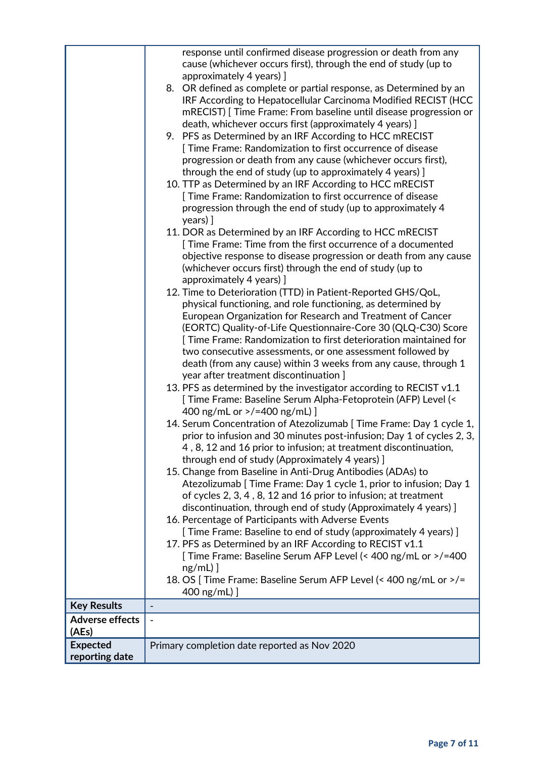| | |
|---|---|
| | response until confirmed disease progression or death from any cause (whichever occurs first), through the end of study (up to approximately 4 years) ]<br>8. OR defined as complete or partial response, as Determined by an IRF According to Hepatocellular Carcinoma Modified RECIST (HCC mRECIST) [ Time Frame: From baseline until disease progression or death, whichever occurs first (approximately 4 years) ]<br>9. PFS as Determined by an IRF According to HCC mRECIST [ Time Frame: Randomization to first occurrence of disease progression or death from any cause (whichever occurs first), through the end of study (up to approximately 4 years) ]<br>10. TTP as Determined by an IRF According to HCC mRECIST [ Time Frame: Randomization to first occurrence of disease progression through the end of study (up to approximately 4 years) ]<br>11. DOR as Determined by an IRF According to HCC mRECIST [ Time Frame: Time from the first occurrence of a documented objective response to disease progression or death from any cause (whichever occurs first) through the end of study (up to approximately 4 years) ]<br>12. Time to Deterioration (TTD) in Patient-Reported GHS/QoL, physical functioning, and role functioning, as determined by European Organization for Research and Treatment of Cancer (EORTC) Quality-of-Life Questionnaire-Core 30 (QLQ-C30) Score [ Time Frame: Randomization to first deterioration maintained for two consecutive assessments, or one assessment followed by death (from any cause) within 3 weeks from any cause, through 1 year after treatment discontinuation ]<br>13. PFS as determined by the investigator according to RECIST v1.1 [ Time Frame: Baseline Serum Alpha-Fetoprotein (AFP) Level (< 400 ng/mL or >/=400 ng/mL) ]<br>14. Serum Concentration of Atezolizumab [ Time Frame: Day 1 cycle 1, prior to infusion and 30 minutes post-infusion; Day 1 of cycles 2, 3, 4 , 8, 12 and 16 prior to infusion; at treatment discontinuation, through end of study (Approximately 4 years) ]<br>15. Change from Baseline in Anti-Drug Antibodies (ADAs) to Atezolizumab [ Time Frame: Day 1 cycle 1, prior to infusion; Day 1 of cycles 2, 3, 4 , 8, 12 and 16 prior to infusion; at treatment discontinuation, through end of study (Approximately 4 years) ]<br>16. Percentage of Participants with Adverse Events [ Time Frame: Baseline to end of study (approximately 4 years) ]<br>17. PFS as Determined by an IRF According to RECIST v1.1 [ Time Frame: Baseline Serum AFP Level (< 400 ng/mL or >/=400 ng/mL) ]<br>18. OS [ Time Frame: Baseline Serum AFP Level (< 400 ng/mL or >/= 400 ng/mL) ] |
| **Key Results** | - |
| **Adverse effects (AEs)** | - |
| **Expected reporting date** | Primary completion date reported as Nov 2020 |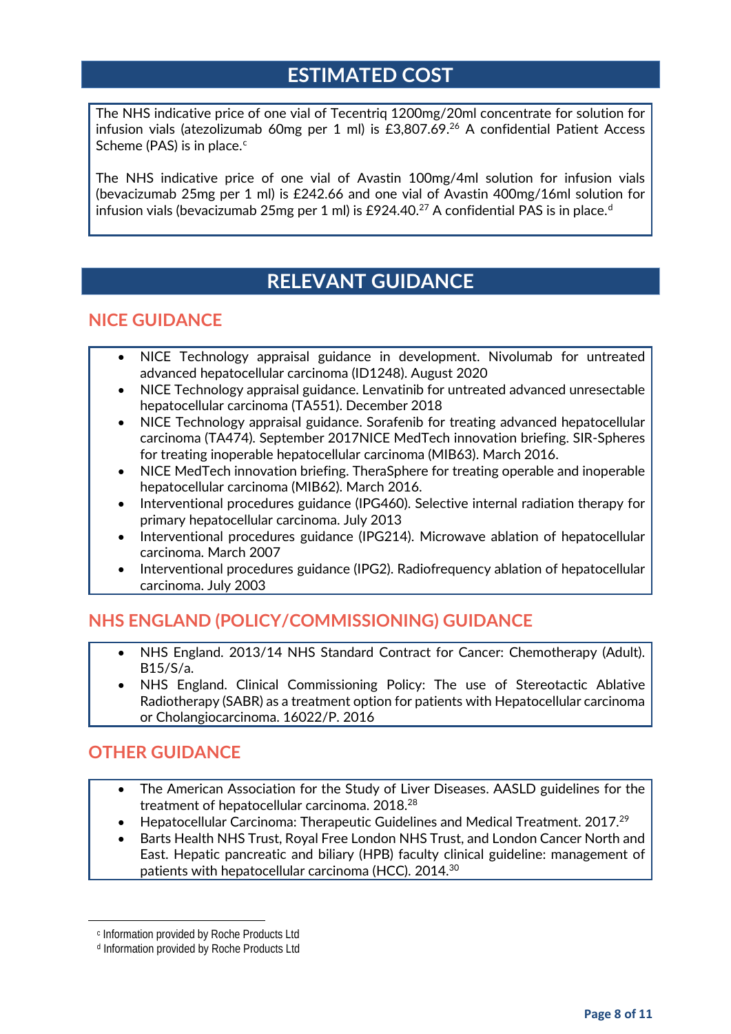## ESTIMATED COST

The NHS indicative price of one vial of Tecentriq 1200mg/20ml concentrate for solution for infusion vials (atezolizumab 60mg per 1 ml) is £3,807.69.[26] A confidential Patient Access Scheme (PAS) is in place.[c]

The NHS indicative price of one vial of Avastin 100mg/4ml solution for infusion vials (bevacizumab 25mg per 1 ml) is £242.66 and one vial of Avastin 400mg/16ml solution for infusion vials (bevacizumab 25mg per 1 ml) is £924.40.[27] A confidential PAS is in place.[d]

## RELEVANT GUIDANCE

### NICE GUIDANCE

- NICE Technology appraisal guidance in development. Nivolumab for untreated advanced hepatocellular carcinoma (ID1248). August 2020
- NICE Technology appraisal guidance. Lenvatinib for untreated advanced unresectable hepatocellular carcinoma (TA551). December 2018
- NICE Technology appraisal guidance. Sorafenib for treating advanced hepatocellular carcinoma (TA474). September 2017NICE MedTech innovation briefing. SIR-Spheres for treating inoperable hepatocellular carcinoma (MIB63). March 2016.
- NICE MedTech innovation briefing. TheraSphere for treating operable and inoperable hepatocellular carcinoma (MIB62). March 2016.
- Interventional procedures guidance (IPG460). Selective internal radiation therapy for primary hepatocellular carcinoma. July 2013
- Interventional procedures guidance (IPG214). Microwave ablation of hepatocellular carcinoma. March 2007
- Interventional procedures guidance (IPG2). Radiofrequency ablation of hepatocellular carcinoma. July 2003

### NHS ENGLAND (POLICY/COMMISSIONING) GUIDANCE

- NHS England. 2013/14 NHS Standard Contract for Cancer: Chemotherapy (Adult). B15/S/a.
- NHS England. Clinical Commissioning Policy: The use of Stereotactic Ablative Radiotherapy (SABR) as a treatment option for patients with Hepatocellular carcinoma or Cholangiocarcinoma. 16022/P. 2016

### OTHER GUIDANCE

- The American Association for the Study of Liver Diseases. AASLD guidelines for the treatment of hepatocellular carcinoma. 2018.[28]
- Hepatocellular Carcinoma: Therapeutic Guidelines and Medical Treatment. 2017.[29]
- Barts Health NHS Trust, Royal Free London NHS Trust, and London Cancer North and East. Hepatic pancreatic and biliary (HPB) faculty clinical guideline: management of patients with hepatocellular carcinoma (HCC). 2014.[30]

[c] Information provided by Roche Products Ltd

[d] Information provided by Roche Products Ltd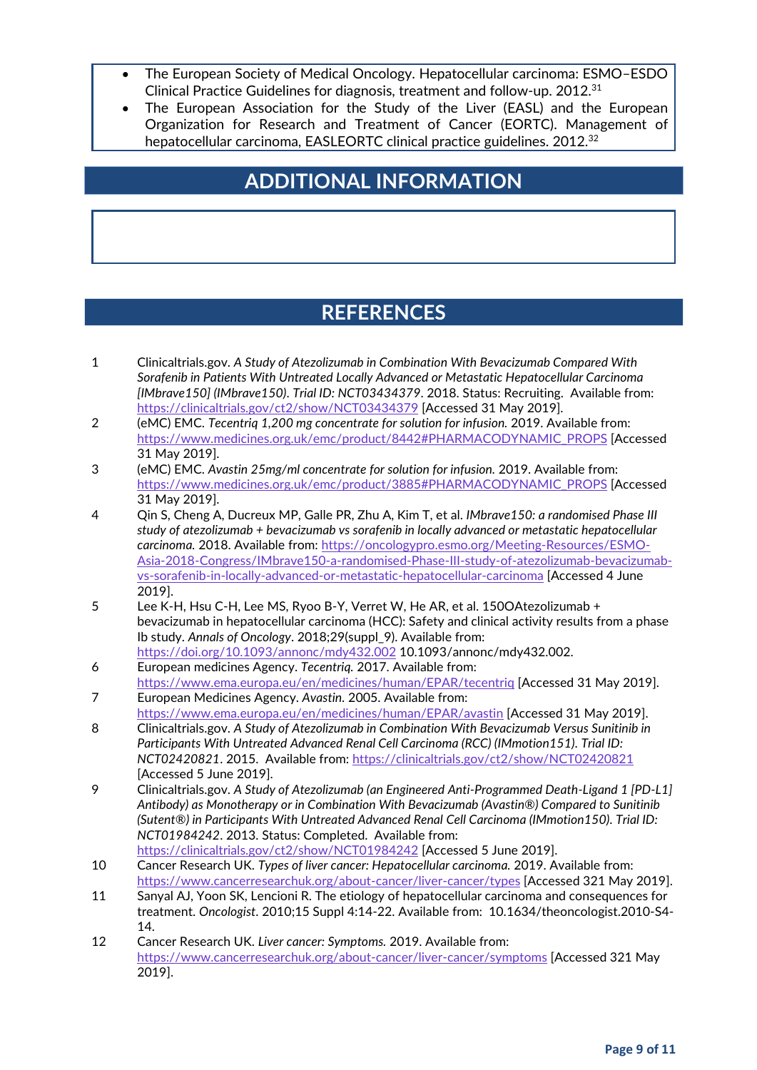- The European Society of Medical Oncology. Hepatocellular carcinoma: ESMO–ESDO Clinical Practice Guidelines for diagnosis, treatment and follow-up. 2012.[31]
- The European Association for the Study of the Liver (EASL) and the European Organization for Research and Treatment of Cancer (EORTC). Management of hepatocellular carcinoma, EASLEORTC clinical practice guidelines. 2012.[32]

## ADDITIONAL INFORMATION

## REFERENCES

1. Clinicaltrials.gov. *A Study of Atezolizumab in Combination With Bevacizumab Compared With Sorafenib in Patients With Untreated Locally Advanced or Metastatic Hepatocellular Carcinoma [IMbrave150] (IMbrave150). Trial ID: NCT03434379*. 2018. Status: Recruiting. Available from: https://clinicaltrials.gov/ct2/show/NCT03434379 [Accessed 31 May 2019].
2. (eMC) EMC. *Tecentriq 1,200 mg concentrate for solution for infusion.* 2019. Available from: https://www.medicines.org.uk/emc/product/8442#PHARMACODYNAMIC_PROPS [Accessed 31 May 2019].
3. (eMC) EMC. *Avastin 25mg/ml concentrate for solution for infusion.* 2019. Available from: https://www.medicines.org.uk/emc/product/3885#PHARMACODYNAMIC_PROPS [Accessed 31 May 2019].
4. Qin S, Cheng A, Ducreux MP, Galle PR, Zhu A, Kim T, et al. *IMbrave150: a randomised Phase III study of atezolizumab + bevacizumab vs sorafenib in locally advanced or metastatic hepatocellular carcinoma.* 2018. Available from: https://oncologypro.esmo.org/Meeting-Resources/ESMO-Asia-2018-Congress/IMbrave150-a-randomised-Phase-III-study-of-atezolizumab-bevacizumab-vs-sorafenib-in-locally-advanced-or-metastatic-hepatocellular-carcinoma [Accessed 4 June 2019].
5. Lee K-H, Hsu C-H, Lee MS, Ryoo B-Y, Verret W, He AR, et al. 150OAtezolizumab + bevacizumab in hepatocellular carcinoma (HCC): Safety and clinical activity results from a phase Ib study. *Annals of Oncology*. 2018;29(suppl_9). Available from: https://doi.org/10.1093/annonc/mdy432.002 10.1093/annonc/mdy432.002.
6. European medicines Agency. *Tecentriq.* 2017. Available from: https://www.ema.europa.eu/en/medicines/human/EPAR/tecentriq [Accessed 31 May 2019].
7. European Medicines Agency. *Avastin.* 2005. Available from: https://www.ema.europa.eu/en/medicines/human/EPAR/avastin [Accessed 31 May 2019].
8. Clinicaltrials.gov. *A Study of Atezolizumab in Combination With Bevacizumab Versus Sunitinib in Participants With Untreated Advanced Renal Cell Carcinoma (RCC) (IMmotion151). Trial ID: NCT02420821*. 2015. Available from: https://clinicaltrials.gov/ct2/show/NCT02420821 [Accessed 5 June 2019].
9. Clinicaltrials.gov. *A Study of Atezolizumab (an Engineered Anti-Programmed Death-Ligand 1 [PD-L1] Antibody) as Monotherapy or in Combination With Bevacizumab (Avastin®) Compared to Sunitinib (Sutent®) in Participants With Untreated Advanced Renal Cell Carcinoma (IMmotion150). Trial ID: NCT01984242*. 2013. Status: Completed. Available from: https://clinicaltrials.gov/ct2/show/NCT01984242 [Accessed 5 June 2019].
10. Cancer Research UK. *Types of liver cancer: Hepatocellular carcinoma.* 2019. Available from: https://www.cancerresearchuk.org/about-cancer/liver-cancer/types [Accessed 321 May 2019].
11. Sanyal AJ, Yoon SK, Lencioni R. The etiology of hepatocellular carcinoma and consequences for treatment. *Oncologist*. 2010;15 Suppl 4:14-22. Available from: 10.1634/theoncologist.2010-S4-14.
12. Cancer Research UK. *Liver cancer: Symptoms.* 2019. Available from: https://www.cancerresearchuk.org/about-cancer/liver-cancer/symptoms [Accessed 321 May 2019].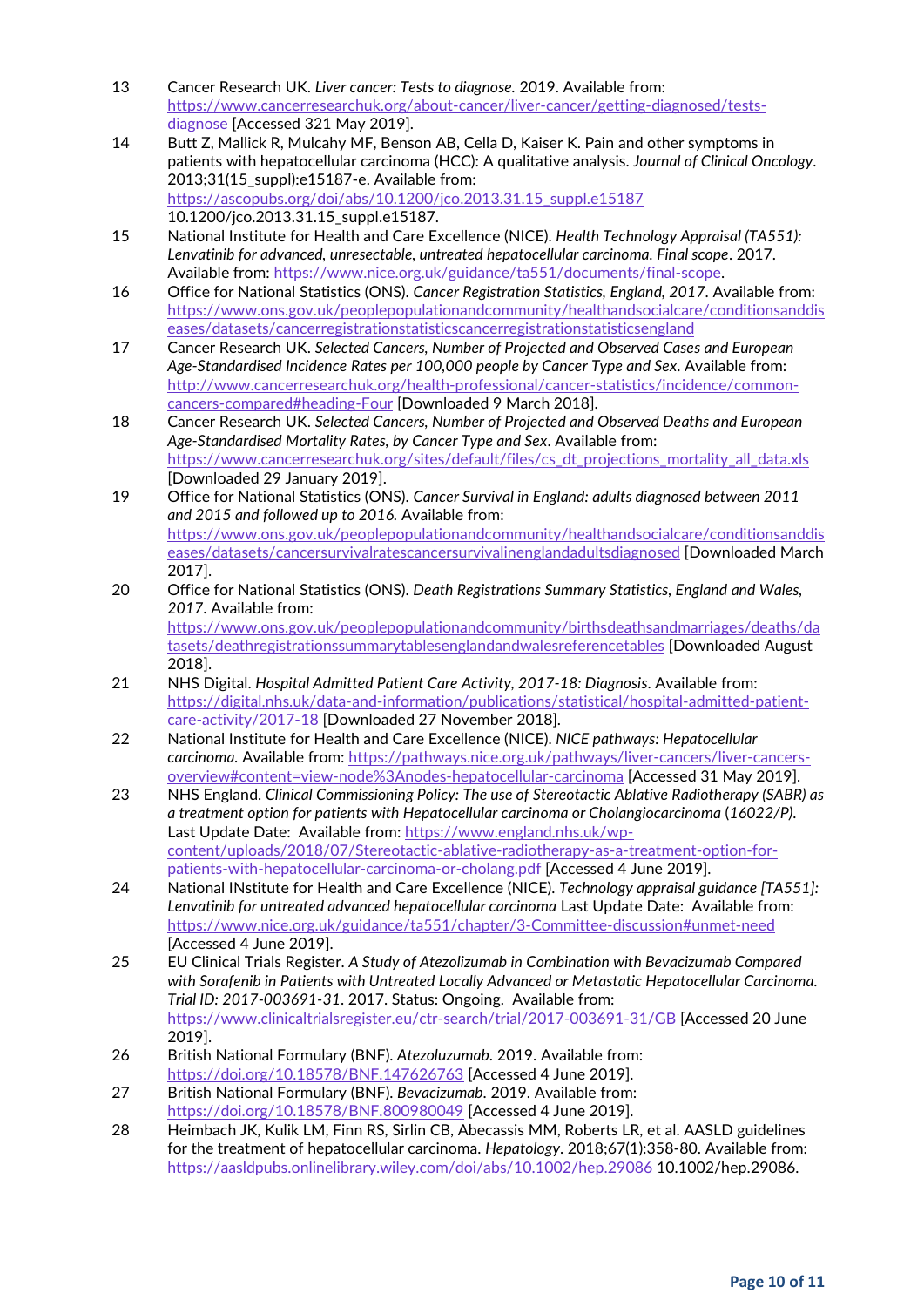13. Cancer Research UK. *Liver cancer: Tests to diagnose.* 2019. Available from: https://www.cancerresearchuk.org/about-cancer/liver-cancer/getting-diagnosed/tests-diagnose [Accessed 321 May 2019].
14. Butt Z, Mallick R, Mulcahy MF, Benson AB, Cella D, Kaiser K. Pain and other symptoms in patients with hepatocellular carcinoma (HCC): A qualitative analysis. *Journal of Clinical Oncology*. 2013;31(15_suppl):e15187-e. Available from: https://ascopubs.org/doi/abs/10.1200/jco.2013.31.15_suppl.e15187 10.1200/jco.2013.31.15_suppl.e15187.
15. National Institute for Health and Care Excellence (NICE). *Health Technology Appraisal (TA551): Lenvatinib for advanced, unresectable, untreated hepatocellular carcinoma. Final scope*. 2017. Available from: https://www.nice.org.uk/guidance/ta551/documents/final-scope.
16. Office for National Statistics (ONS). *Cancer Registration Statistics, England, 2017*. Available from: https://www.ons.gov.uk/peoplepopulationandcommunity/healthandsocialcare/conditionsanddiseases/datasets/cancerregistrationstatisticscancerregistrationstatisticsengland
17. Cancer Research UK. *Selected Cancers, Number of Projected and Observed Cases and European Age-Standardised Incidence Rates per 100,000 people by Cancer Type and Sex*. Available from: http://www.cancerresearchuk.org/health-professional/cancer-statistics/incidence/common-cancers-compared#heading-Four [Downloaded 9 March 2018].
18. Cancer Research UK. *Selected Cancers, Number of Projected and Observed Deaths and European Age-Standardised Mortality Rates, by Cancer Type and Sex*. Available from: https://www.cancerresearchuk.org/sites/default/files/cs_dt_projections_mortality_all_data.xls [Downloaded 29 January 2019].
19. Office for National Statistics (ONS). *Cancer Survival in England: adults diagnosed between 2011 and 2015 and followed up to 2016.* Available from: https://www.ons.gov.uk/peoplepopulationandcommunity/healthandsocialcare/conditionsanddiseases/datasets/cancersurvivalratescancersurvivalinenglandadultsdiagnosed [Downloaded March 2017].
20. Office for National Statistics (ONS). *Death Registrations Summary Statistics, England and Wales, 2017*. Available from: https://www.ons.gov.uk/peoplepopulationandcommunity/birthsdeathsandmarriages/deaths/datasets/deathregistrationssummarytablesenglandandwalesreferencetables [Downloaded August 2018].
21. NHS Digital. *Hospital Admitted Patient Care Activity, 2017-18: Diagnosis*. Available from: https://digital.nhs.uk/data-and-information/publications/statistical/hospital-admitted-patient-care-activity/2017-18 [Downloaded 27 November 2018].
22. National Institute for Health and Care Excellence (NICE). *NICE pathways: Hepatocellular carcinoma.* Available from: https://pathways.nice.org.uk/pathways/liver-cancers/liver-cancers-overview#content=view-node%3Anodes-hepatocellular-carcinoma [Accessed 31 May 2019].
23. NHS England. *Clinical Commissioning Policy: The use of Stereotactic Ablative Radiotherapy (SABR) as a treatment option for patients with Hepatocellular carcinoma or Cholangiocarcinoma (16022/P).* Last Update Date: Available from: https://www.england.nhs.uk/wp-content/uploads/2018/07/Stereotactic-ablative-radiotherapy-as-a-treatment-option-for-patients-with-hepatocellular-carcinoma-or-cholang.pdf [Accessed 4 June 2019].
24. National INstitute for Health and Care Excellence (NICE). *Technology appraisal guidance [TA551]: Lenvatinib for untreated advanced hepatocellular carcinoma* Last Update Date: Available from: https://www.nice.org.uk/guidance/ta551/chapter/3-Committee-discussion#unmet-need [Accessed 4 June 2019].
25. EU Clinical Trials Register. *A Study of Atezolizumab in Combination with Bevacizumab Compared with Sorafenib in Patients with Untreated Locally Advanced or Metastatic Hepatocellular Carcinoma. Trial ID: 2017-003691-31*. 2017. Status: Ongoing. Available from: https://www.clinicaltrialsregister.eu/ctr-search/trial/2017-003691-31/GB [Accessed 20 June 2019].
26. British National Formulary (BNF). *Atezoluzumab*. 2019. Available from: https://doi.org/10.18578/BNF.147626763 [Accessed 4 June 2019].
27. British National Formulary (BNF). *Bevacizumab*. 2019. Available from: https://doi.org/10.18578/BNF.800980049 [Accessed 4 June 2019].
28. Heimbach JK, Kulik LM, Finn RS, Sirlin CB, Abecassis MM, Roberts LR, et al. AASLD guidelines for the treatment of hepatocellular carcinoma. *Hepatology*. 2018;67(1):358-80. Available from: https://aasldpubs.onlinelibrary.wiley.com/doi/abs/10.1002/hep.29086 10.1002/hep.29086.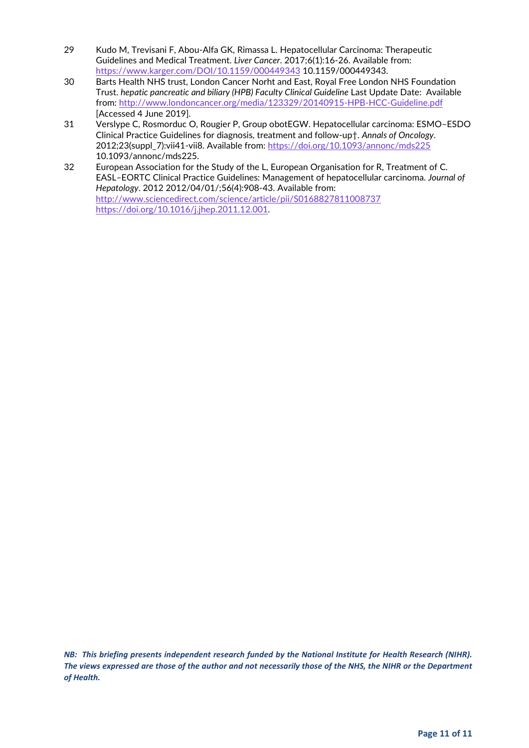29 Kudo M, Trevisani F, Abou-Alfa GK, Rimassa L. Hepatocellular Carcinoma: Therapeutic Guidelines and Medical Treatment. *Liver Cancer*. 2017;6(1):16-26. Available from: https://www.karger.com/DOI/10.1159/000449343 10.1159/000449343.

30 Barts Health NHS trust, London Cancer Norht and East, Royal Free London NHS Foundation Trust. *hepatic pancreatic and biliary (HPB) Faculty Clinical Guideline* Last Update Date: Available from: http://www.londoncancer.org/media/123329/20140915-HPB-HCC-Guideline.pdf [Accessed 4 June 2019].

31 Verslype C, Rosmorduc O, Rougier P, Group obotEGW. Hepatocellular carcinoma: ESMO–ESDO Clinical Practice Guidelines for diagnosis, treatment and follow-up†. *Annals of Oncology*. 2012;23(suppl_7):vii41-vii8. Available from: https://doi.org/10.1093/annonc/mds225 10.1093/annonc/mds225.

32 European Association for the Study of the L, European Organisation for R, Treatment of C. EASL–EORTC Clinical Practice Guidelines: Management of hepatocellular carcinoma. *Journal of Hepatology*. 2012 2012/04/01/;56(4):908-43. Available from: http://www.sciencedirect.com/science/article/pii/S0168827811008737 https://doi.org/10.1016/j.jhep.2011.12.001.

***NB: This briefing presents independent research funded by the National Institute for Health Research (NIHR). The views expressed are those of the author and not necessarily those of the NHS, the NIHR or the Department of Health.***